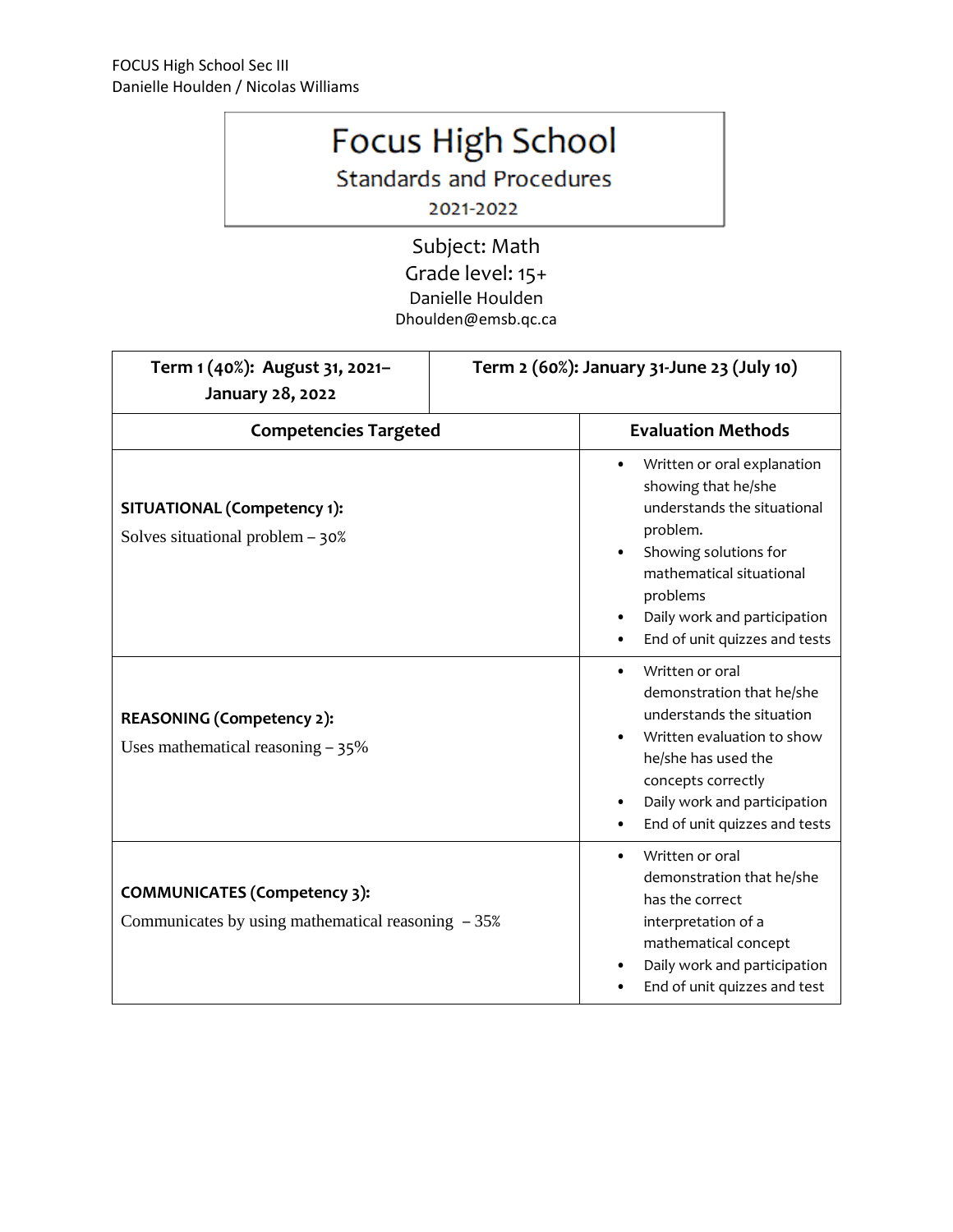FOCUS High School Sec III
Danielle Houlden / Nicolas Williams

# Focus High School

## Standards and Procedures

2021-2022

Subject: Math
Grade level: 15+
Danielle Houlden
Dhoulden@emsb.qc.ca

| **Term 1 (40%): August 31, 2021– January 28, 2022** | **Term 2 (60%): January 31-June 23 (July 10)** |
|---|---|

| **Competencies Targeted** | **Evaluation Methods** |
|---|---|
| **SITUATIONAL (Competency 1):** Solves situational problem – 30% | • Written or oral explanation showing that he/she understands the situational problem.<br>• Showing solutions for mathematical situational problems<br>• Daily work and participation<br>• End of unit quizzes and tests |
| **REASONING (Competency 2):** Uses mathematical reasoning – 35% | • Written or oral demonstration that he/she understands the situation<br>• Written evaluation to show he/she has used the concepts correctly<br>• Daily work and participation<br>• End of unit quizzes and tests |
| **COMMUNICATES (Competency 3):** Communicates by using mathematical reasoning – 35% | • Written or oral demonstration that he/she has the correct interpretation of a mathematical concept<br>• Daily work and participation<br>• End of unit quizzes and test |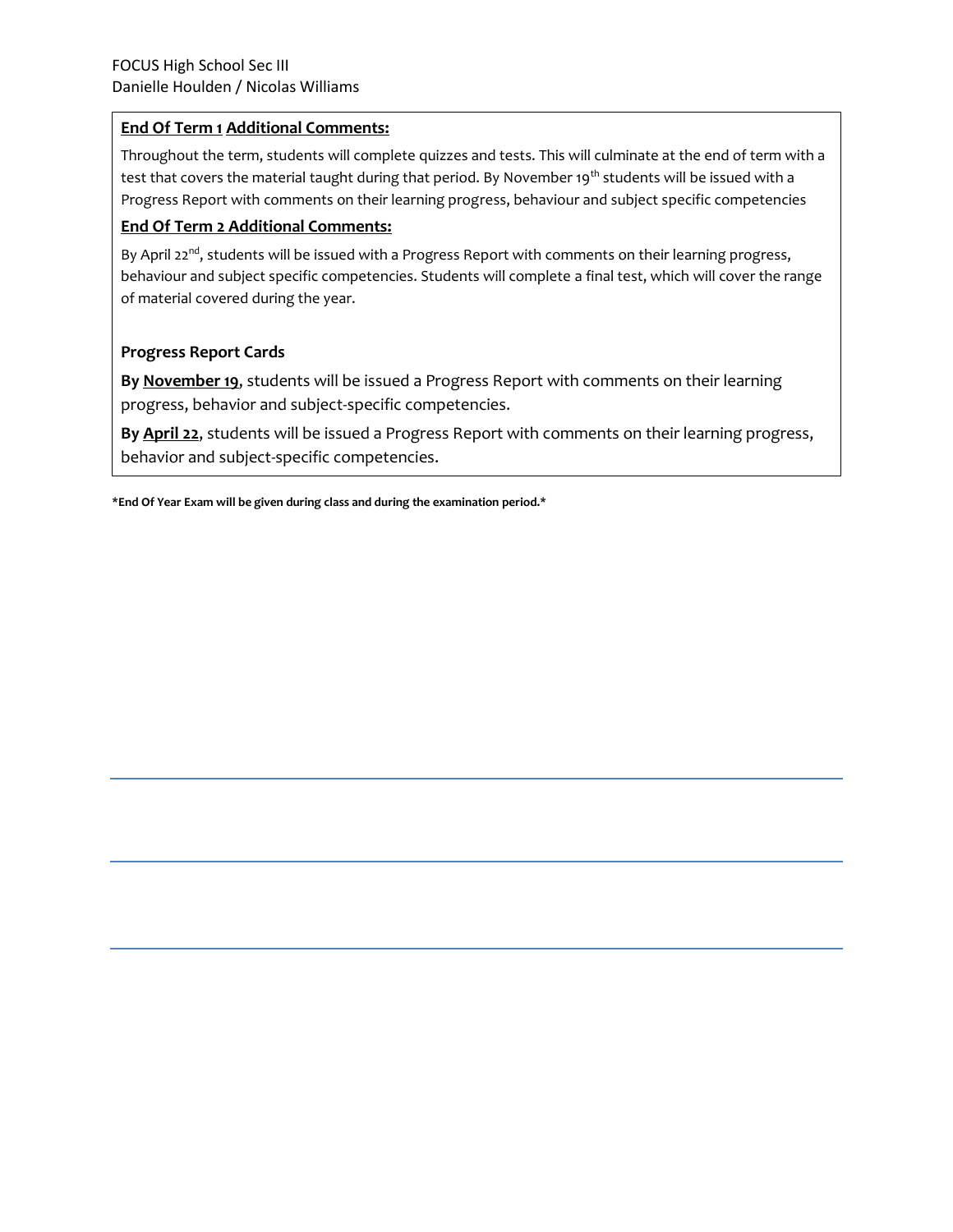FOCUS High School Sec III
Danielle Houlden / Nicolas Williams

**End Of Term 1 Additional Comments:**

Throughout the term, students will complete quizzes and tests. This will culminate at the end of term with a test that covers the material taught during that period. By November 19th students will be issued with a Progress Report with comments on their learning progress, behaviour and subject specific competencies

**End Of Term 2 Additional Comments:**

By April 22nd, students will be issued with a Progress Report with comments on their learning progress, behaviour and subject specific competencies. Students will complete a final test, which will cover the range of material covered during the year.

**Progress Report Cards**

**By November 19**, students will be issued a Progress Report with comments on their learning progress, behavior and subject-specific competencies.

**By April 22**, students will be issued a Progress Report with comments on their learning progress, behavior and subject-specific competencies.

***End Of Year Exam will be given during class and during the examination period.***